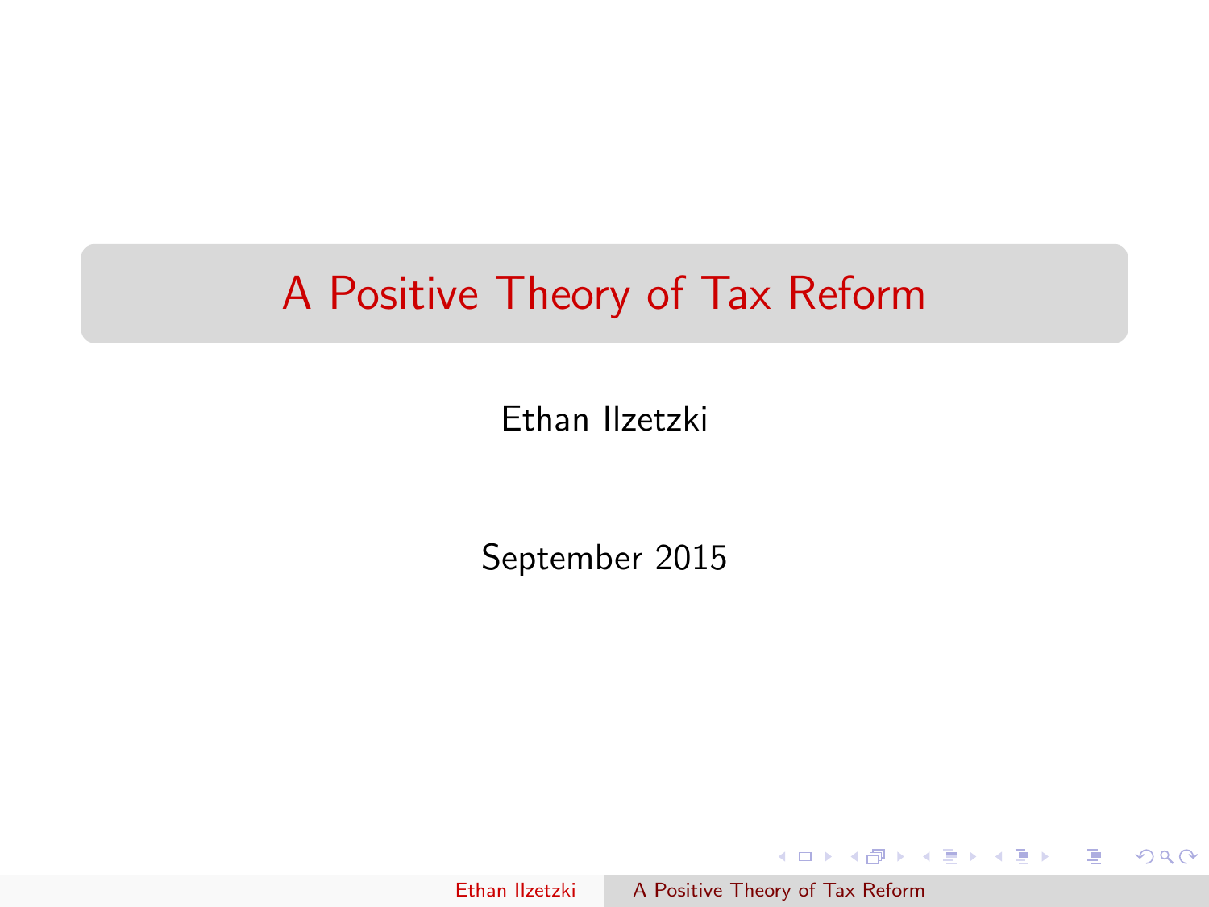# A Positive Theory of Tax Reform

Ethan Ilzetzki

September 2015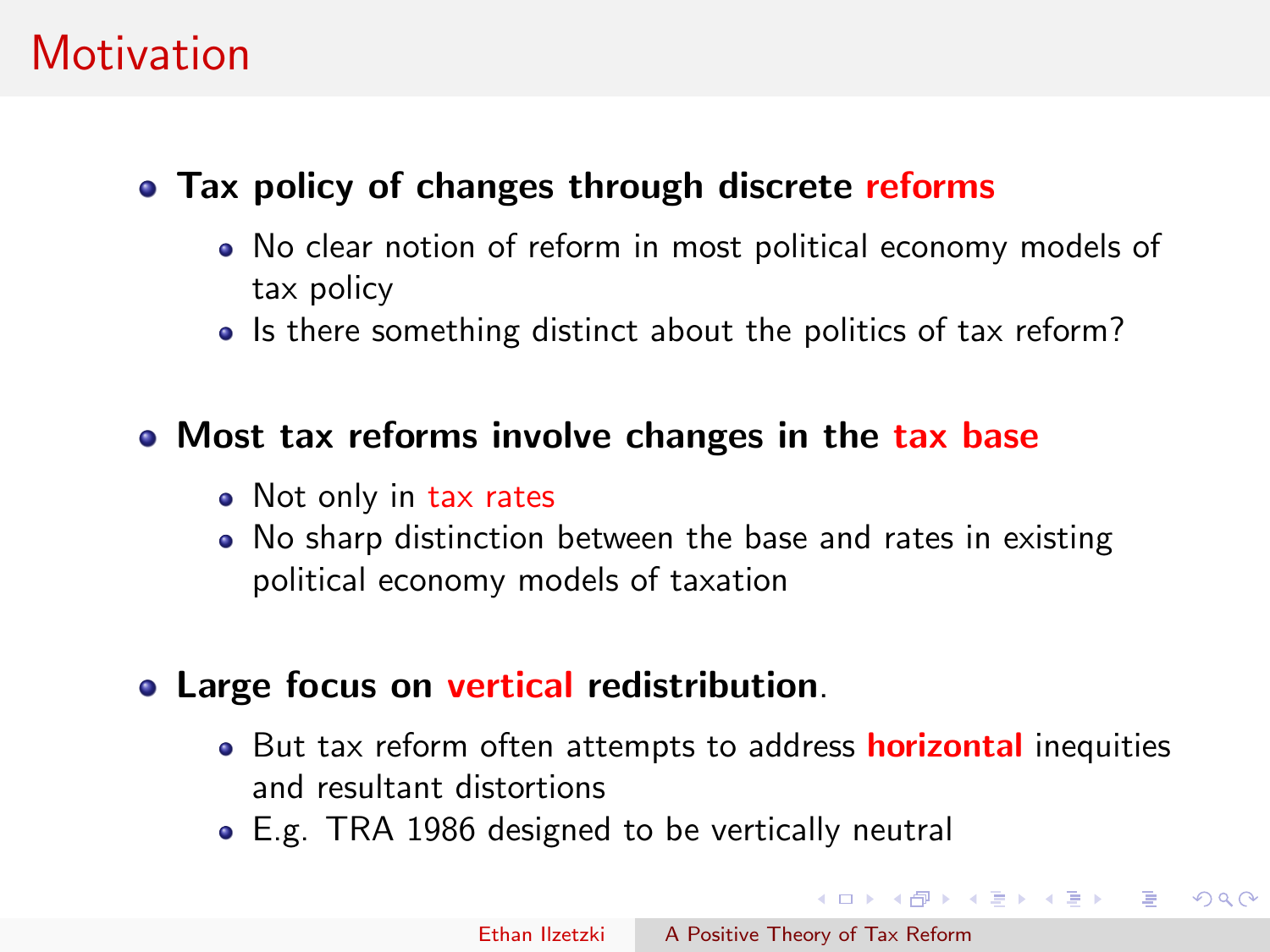# Motivation

- **Tax policy of changes through discrete reforms**
  - No clear notion of reform in most political economy models of tax policy
  - Is there something distinct about the politics of tax reform?
- **Most tax reforms involve changes in the tax base**
  - Not only in tax rates
  - No sharp distinction between the base and rates in existing political economy models of taxation
- **Large focus on vertical redistribution**.
  - But tax reform often attempts to address **horizontal** inequities and resultant distortions
  - E.g. TRA 1986 designed to be vertically neutral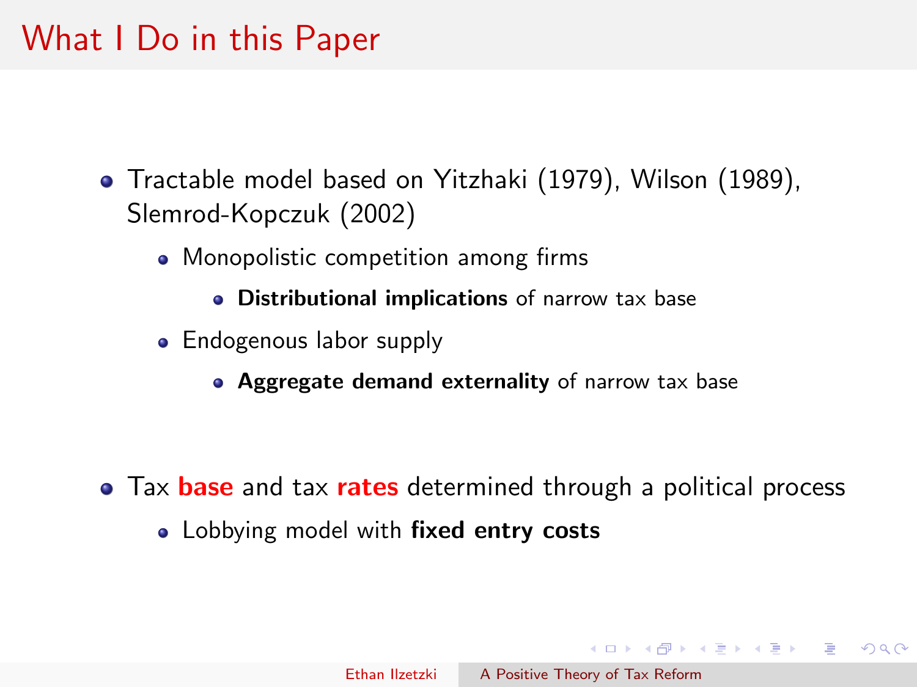# What I Do in this Paper

- Tractable model based on Yitzhaki (1979), Wilson (1989), Slemrod-Kopczuk (2002)
  - Monopolistic competition among firms
    - **Distributional implications** of narrow tax base
  - Endogenous labor supply
    - **Aggregate demand externality** of narrow tax base
- Tax **base** and tax **rates** determined through a political process
  - Lobbying model with **fixed entry costs**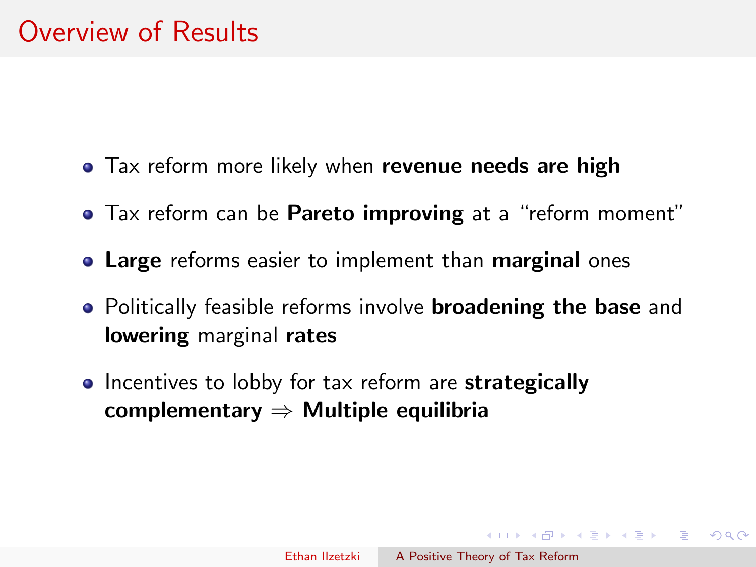# Overview of Results

- Tax reform more likely when **revenue needs are high**
- Tax reform can be **Pareto improving** at a "reform moment"
- **Large** reforms easier to implement than **marginal** ones
- Politically feasible reforms involve **broadening the base** and **lowering** marginal **rates**
- Incentives to lobby for tax reform are **strategically complementary** $\Rightarrow$ **Multiple equilibria**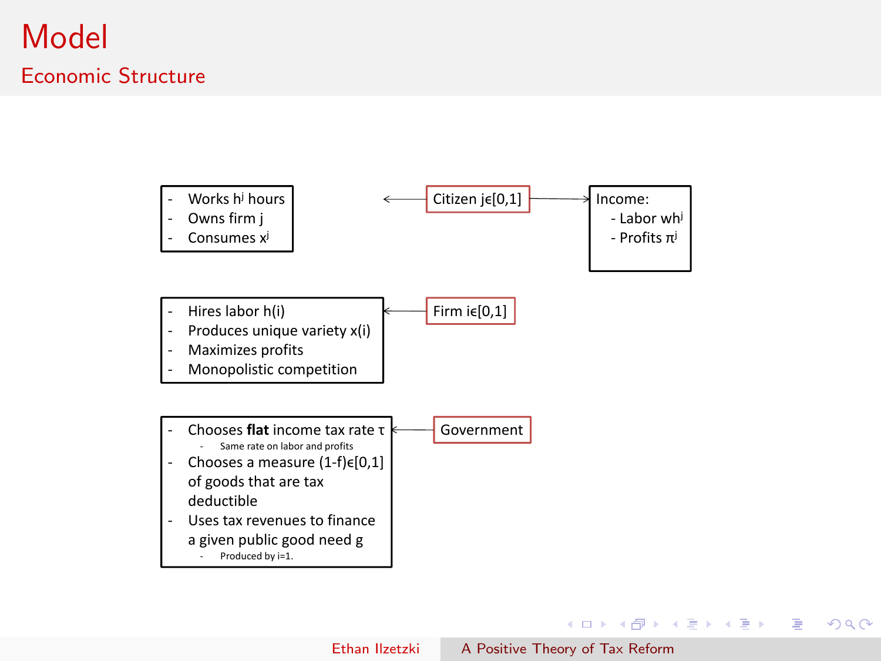# Model

## Economic Structure

**Citizen $j \in [0,1]$**

- Works $h^j$ hours
- Owns firm $j$
- Consumes $x^j$

Income:
- Labor $wh^j$
- Profits $\pi^j$

**Firm $i \in [0,1]$**

- Hires labor $h(i)$
- Produces unique variety $x(i)$
- Maximizes profits
- Monopolistic competition

**Government**

- Chooses **flat** income tax rate $\tau$
  - Same rate on labor and profits
- Chooses a measure $(1-f) \in [0,1]$ of goods that are tax deductible
- Uses tax revenues to finance a given public good need $g$
  - Produced by $i=1$.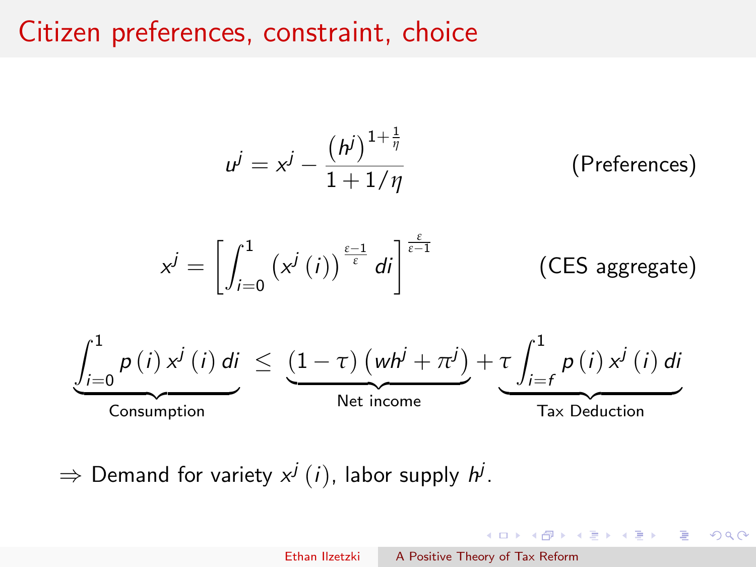# Citizen preferences, constraint, choice

$$u^j = x^j - \frac{\left(h^j\right)^{1+\frac{1}{\eta}}}{1+1/\eta} \qquad \text{(Preferences)}$$

$$x^j = \left[\int_{i=0}^{1} \left(x^j\left(i\right)\right)^{\frac{\varepsilon-1}{\varepsilon}} di\right]^{\frac{\varepsilon}{\varepsilon-1}} \qquad \text{(CES aggregate)}$$

$$\underbrace{\int_{i=0}^{1} p\left(i\right) x^j\left(i\right) di}_{\text{Consumption}} \leq \underbrace{\left(1-\tau\right)\left(wh^j + \pi^j\right)}_{\text{Net income}} + \underbrace{\tau \int_{i=f}^{1} p\left(i\right) x^j\left(i\right) di}_{\text{Tax Deduction}}$$

$\Rightarrow$ Demand for variety $x^j\left(i\right)$, labor supply $h^j$.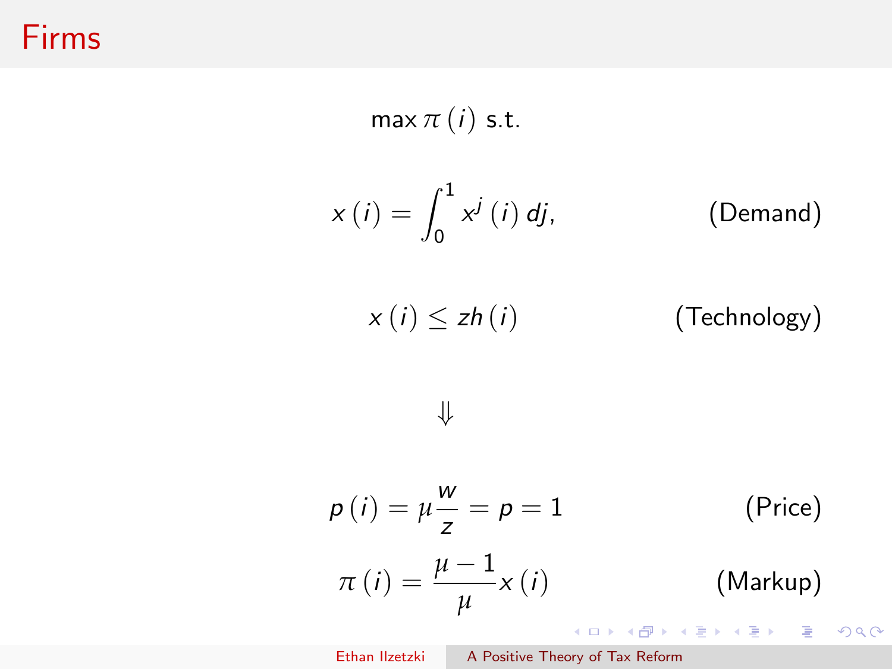# Firms

$$\max \pi(i) \text{ s.t.}$$

$$x(i) = \int_0^1 x^j(i)\, dj, \qquad \text{(Demand)}$$

$$x(i) \leq z h(i) \qquad \text{(Technology)}$$

$$\Downarrow$$

$$p(i) = \mu \frac{w}{z} = p = 1 \qquad \text{(Price)}$$

$$\pi(i) = \frac{\mu - 1}{\mu} x(i) \qquad \text{(Markup)}$$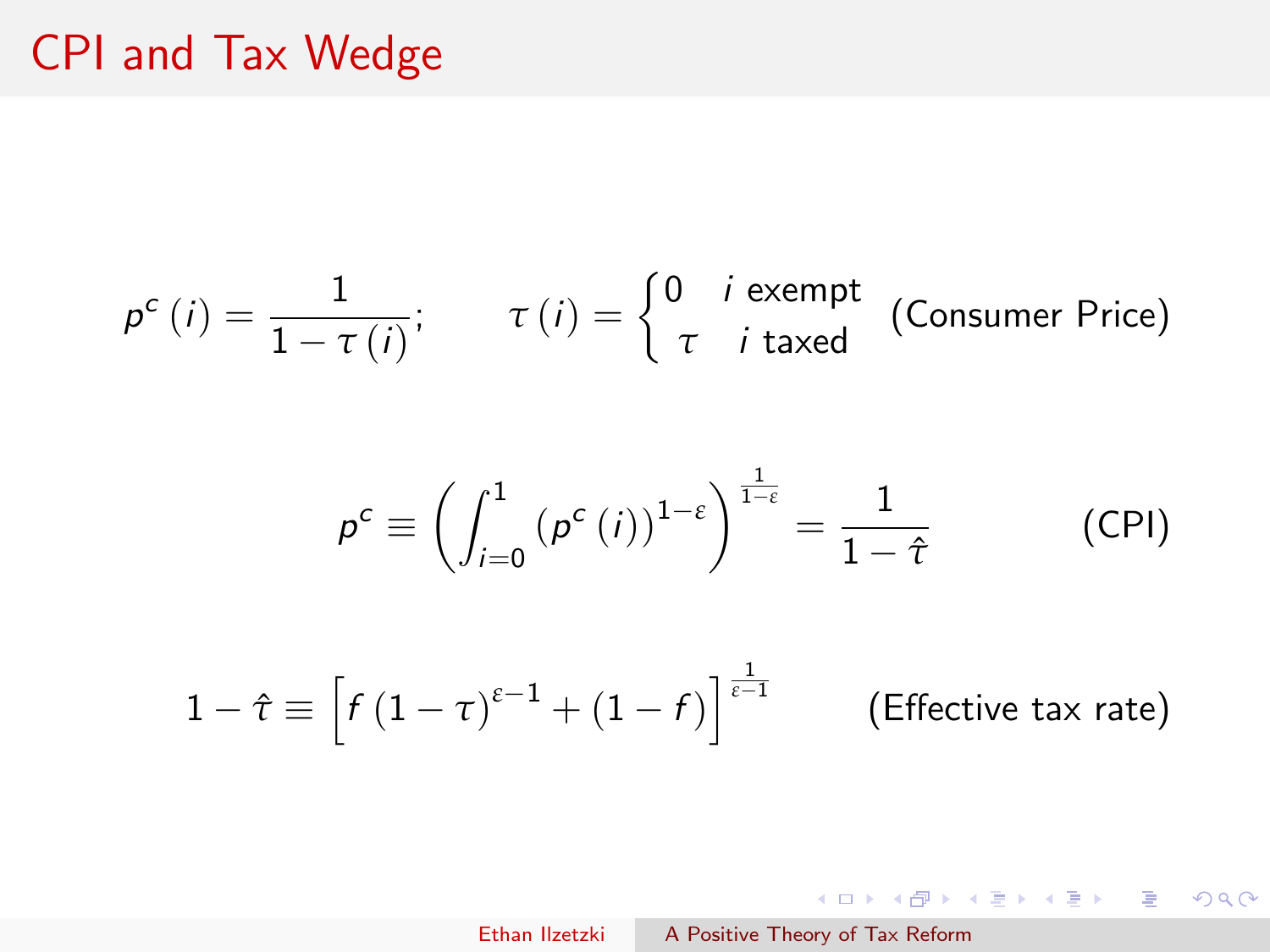# CPI and Tax Wedge

$$p^c(i) = \frac{1}{1-\tau(i)}; \qquad \tau(i) = \begin{cases} 0 & i \text{ exempt} \\ \tau & i \text{ taxed} \end{cases} \quad \text{(Consumer Price)}$$

$$p^c \equiv \left( \int_{i=0}^{1} \left(p^c(i)\right)^{1-\varepsilon} \right)^{\frac{1}{1-\varepsilon}} = \frac{1}{1-\hat{\tau}} \qquad \text{(CPI)}$$

$$1 - \hat{\tau} \equiv \left[ f(1-\tau)^{\varepsilon - 1} + (1-f) \right]^{\frac{1}{\varepsilon - 1}} \qquad \text{(Effective tax rate)}$$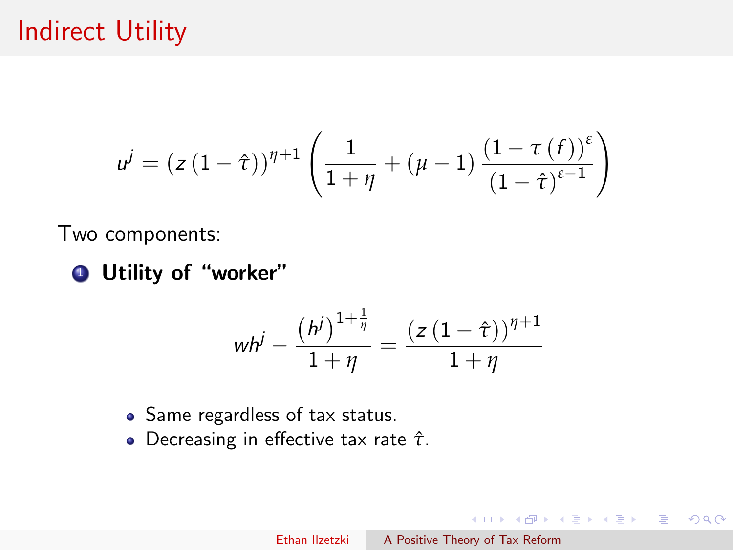# Indirect Utility

$$u^j = \left(z\left(1-\hat{\tau}\right)\right)^{\eta+1}\left(\frac{1}{1+\eta} + \left(\mu - 1\right)\frac{\left(1-\tau\left(f\right)\right)^{\varepsilon}}{\left(1-\hat{\tau}\right)^{\varepsilon-1}}\right)$$

---

Two components:

1. **Utility of "worker"**

$$wh^j - \frac{\left(h^j\right)^{1+\frac{1}{\eta}}}{1+\eta} = \frac{\left(z\left(1-\hat{\tau}\right)\right)^{\eta+1}}{1+\eta}$$

- Same regardless of tax status.
- Decreasing in effective tax rate $\hat{\tau}$.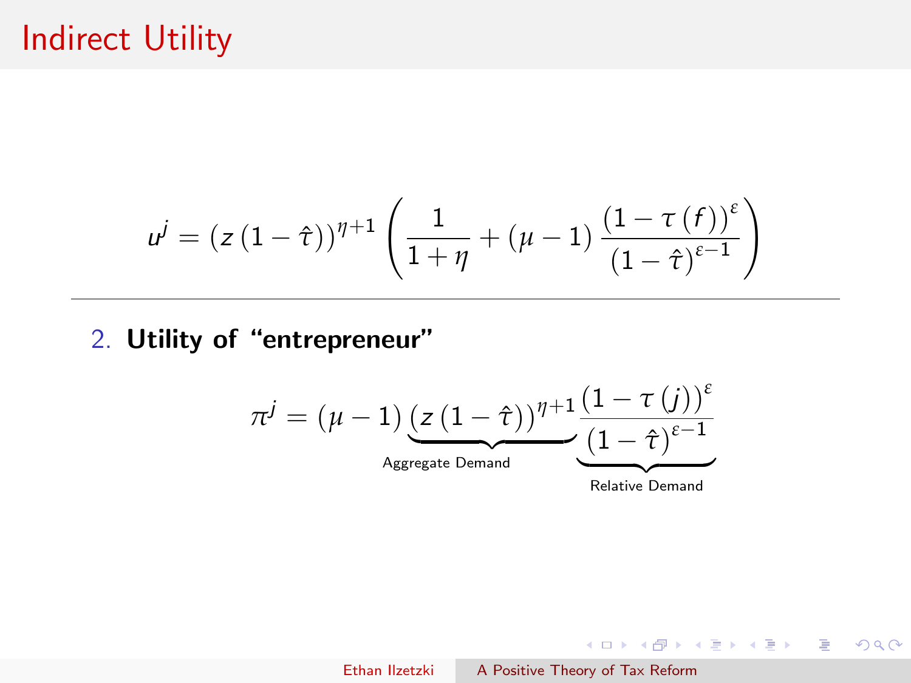# Indirect Utility

$$u^j = (z(1-\hat{\tau}))^{\eta+1}\left(\frac{1}{1+\eta} + (\mu-1)\frac{(1-\tau(f))^{\varepsilon}}{(1-\hat{\tau})^{\varepsilon-1}}\right)$$

---

2. **Utility of "entrepreneur"**

$$\pi^j = (\mu-1)\underbrace{(z(1-\hat{\tau}))^{\eta+1}}_{\text{Aggregate Demand}}\underbrace{\frac{(1-\tau(j))^{\varepsilon}}{(1-\hat{\tau})^{\varepsilon-1}}}_{\text{Relative Demand}}$$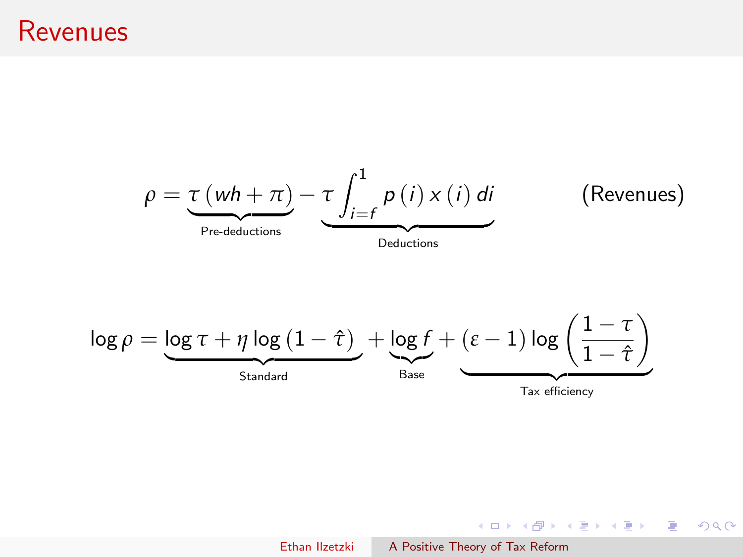# Revenues

$$\rho = \underbrace{\tau\left(wh + \pi\right)}_{\text{Pre-deductions}} - \underbrace{\tau \int_{i=f}^{1} p\left(i\right) x\left(i\right) di}_{\text{Deductions}} \qquad \text{(Revenues)}$$

$$\log \rho = \underbrace{\log \tau + \eta \log\left(1 - \hat{\tau}\right)}_{\text{Standard}} + \underbrace{\log f}_{\text{Base}} + \underbrace{\left(\varepsilon - 1\right) \log\left(\frac{1 - \tau}{1 - \hat{\tau}}\right)}_{\text{Tax efficiency}}$$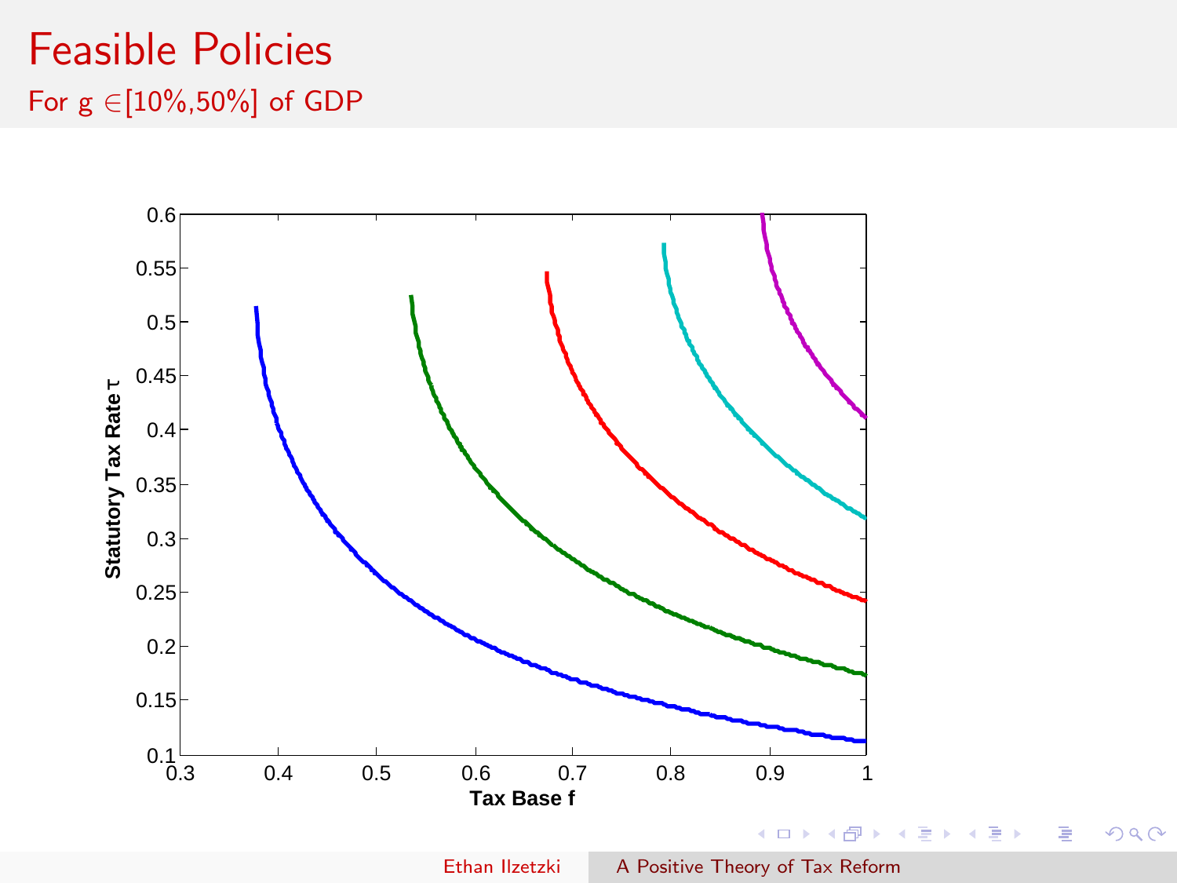# Feasible Policies

## For g $\in$[10%,50%] of GDP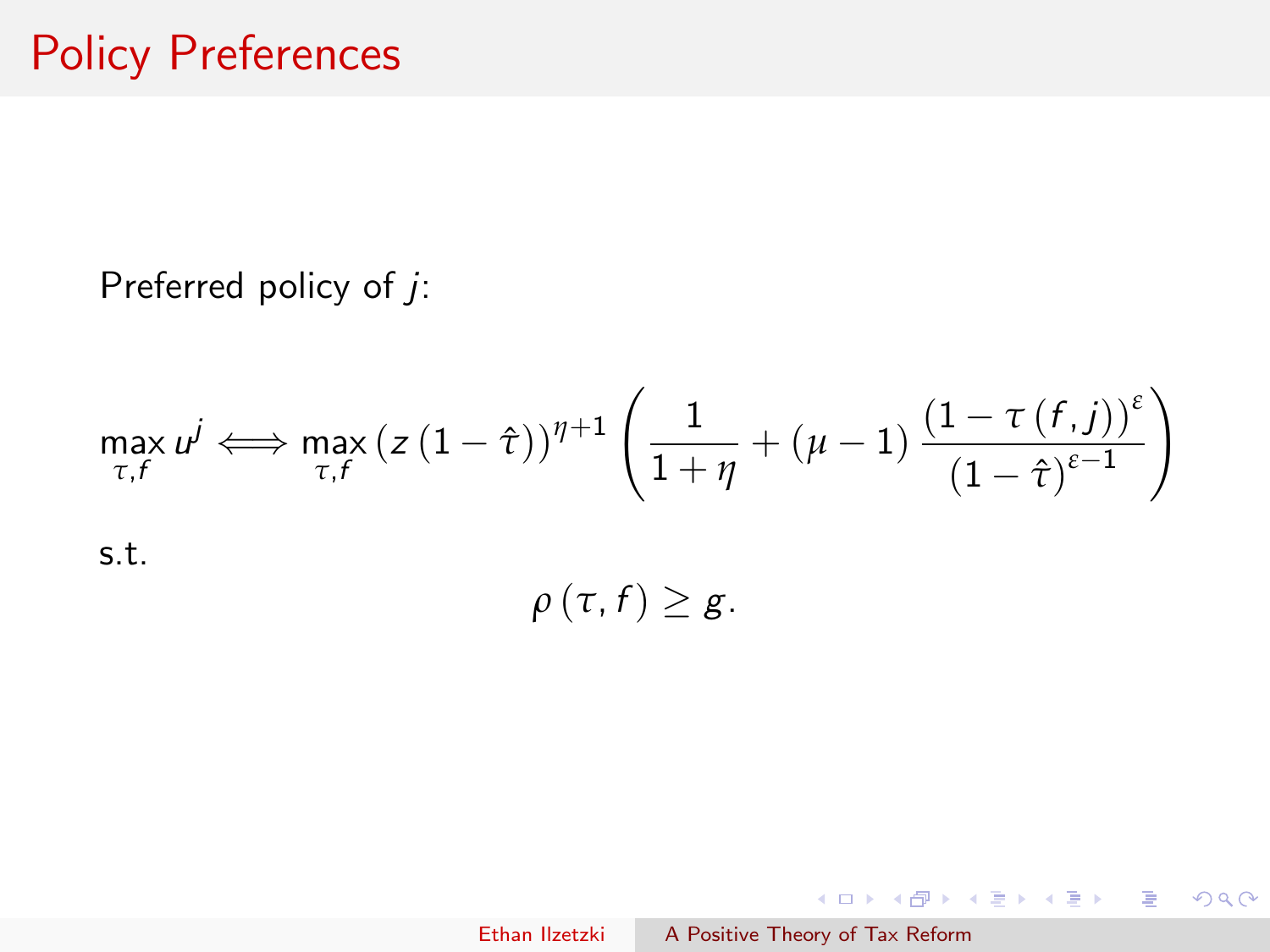# Policy Preferences

Preferred policy of $j$:

$$\max_{\tau,f} u^j \iff \max_{\tau,f} \left(z\left(1-\hat{\tau}\right)\right)^{\eta+1} \left( \frac{1}{1+\eta} + (\mu - 1) \frac{\left(1-\tau\left(f,j\right)\right)^{\varepsilon}}{\left(1-\hat{\tau}\right)^{\varepsilon-1}} \right)$$

s.t.

$$\rho\left(\tau, f\right) \geq g.$$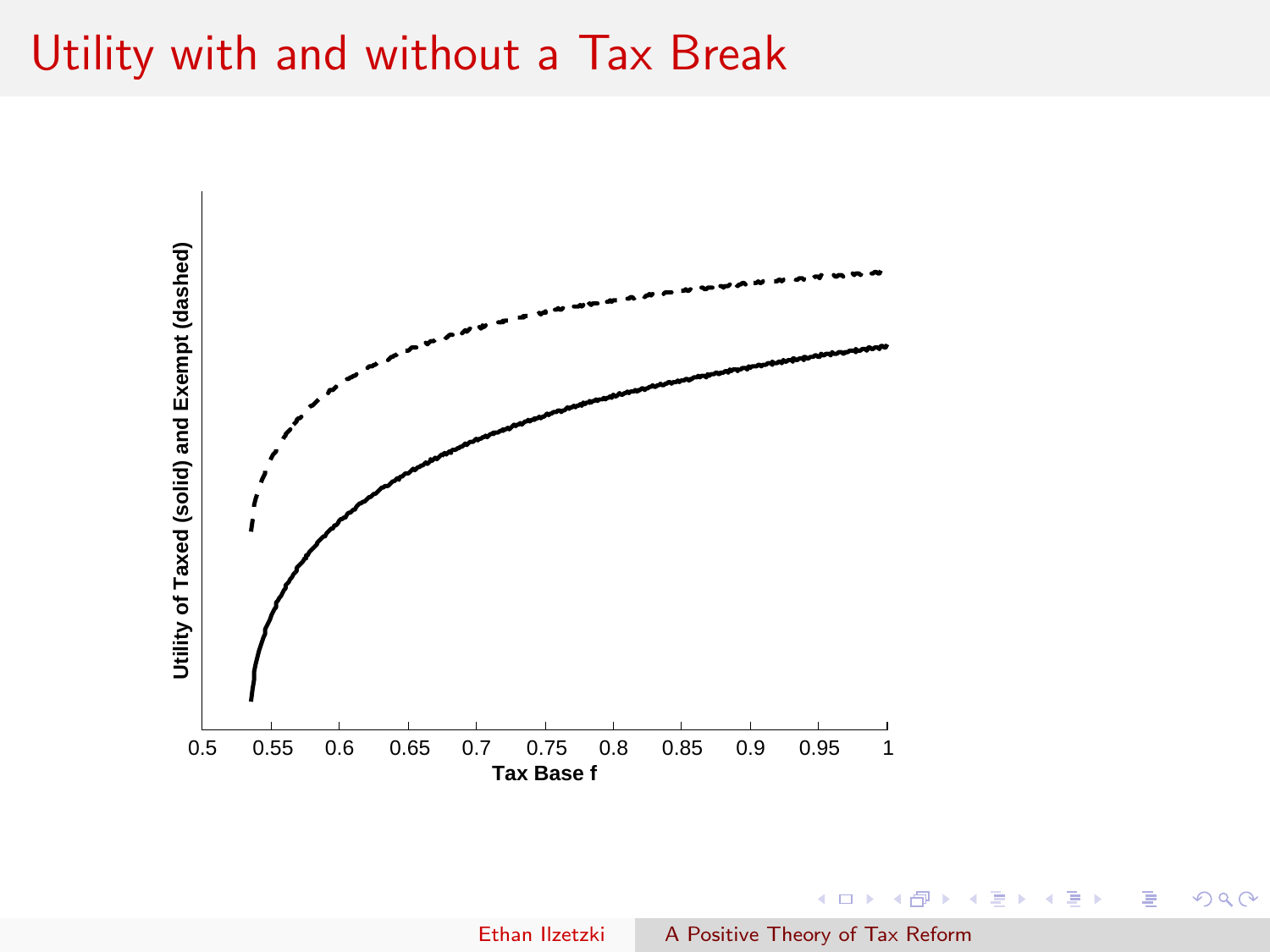# Utility with and without a Tax Break

Utility of Taxed (solid) and Exempt (dashed)

0.5 0.55 0.6 0.65 0.7 0.75 0.8 0.85 0.9 0.95 1

Tax Base f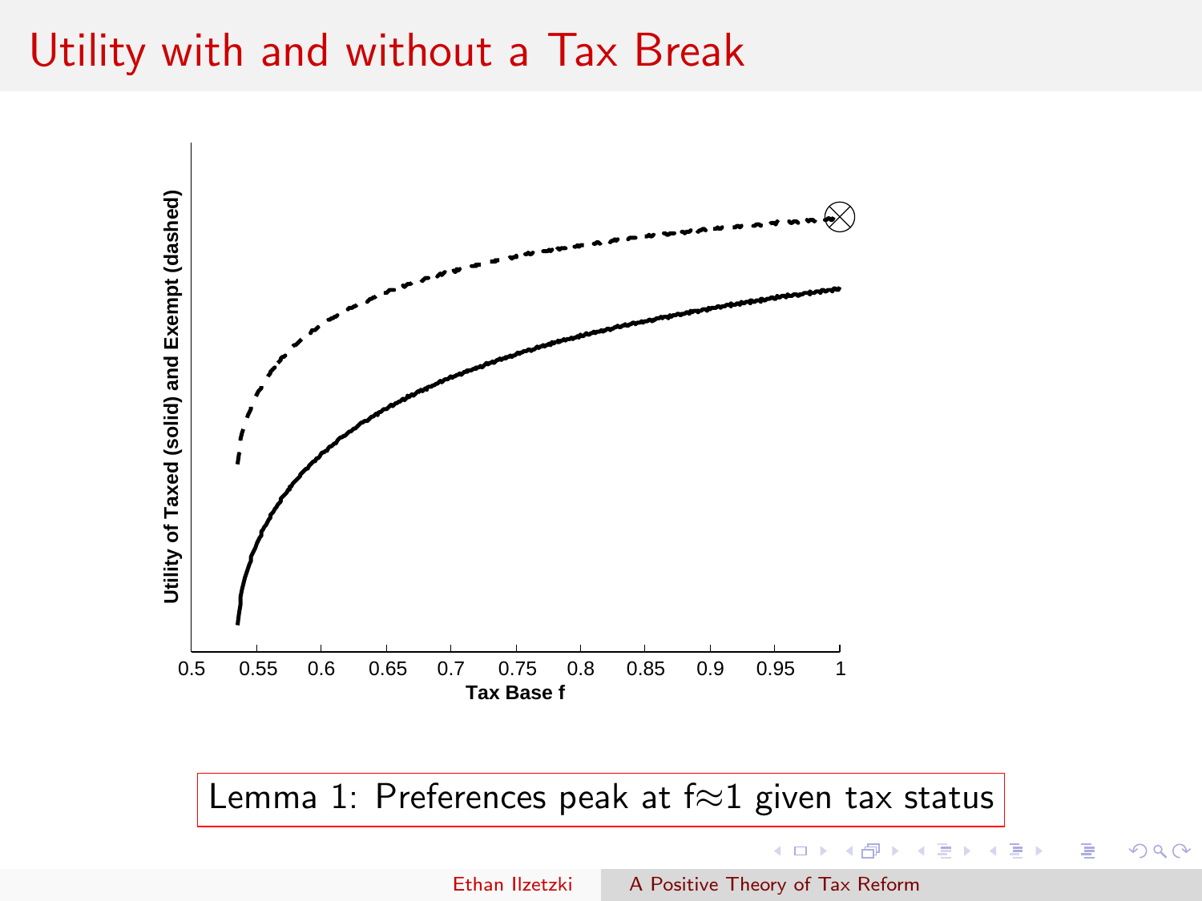# Utility with and without a Tax Break

Utility of Taxed (solid) and Exempt (dashed)

Tax Base f

0.5 0.55 0.6 0.65 0.7 0.75 0.8 0.85 0.9 0.95 1

Lemma 1: Preferences peak at f≈1 given tax status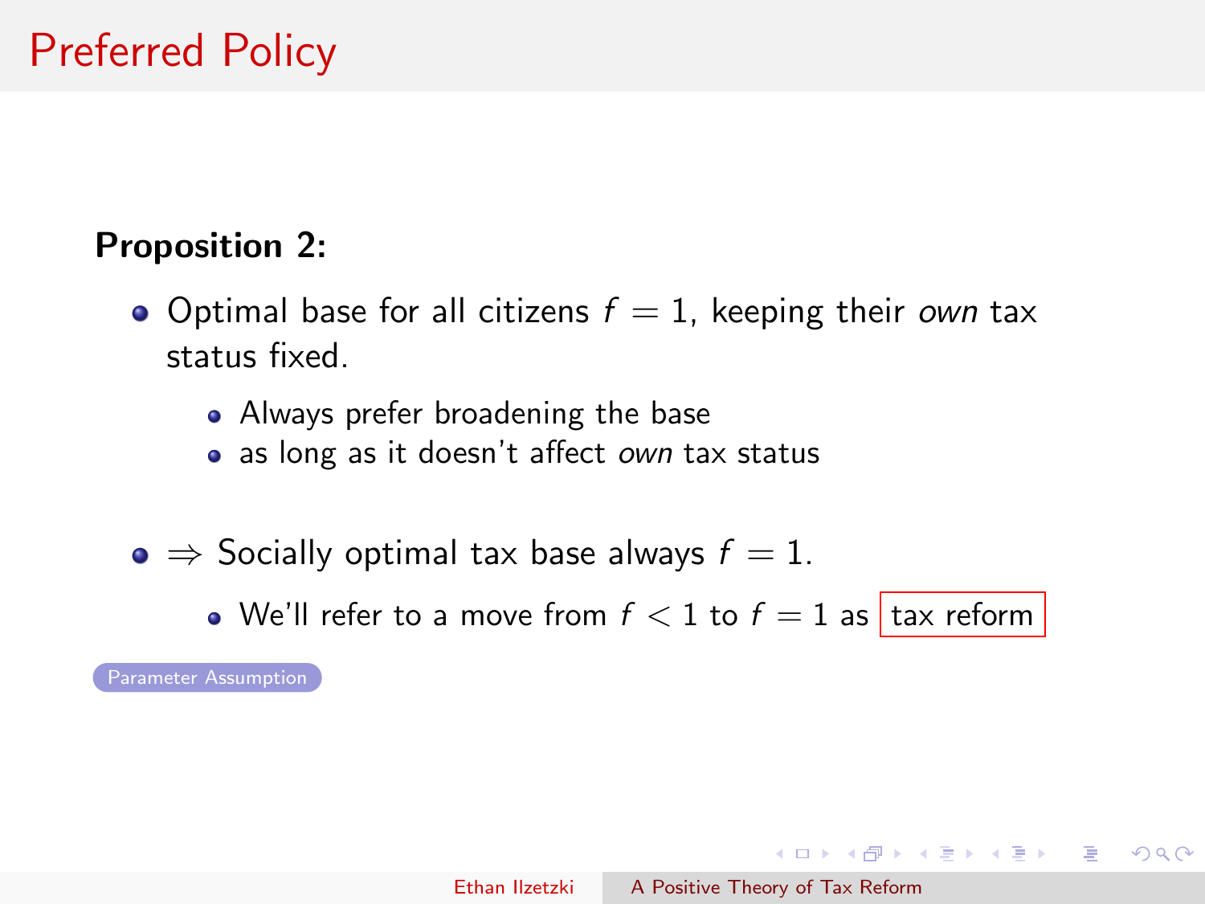# Preferred Policy

**Proposition 2:**

- Optimal base for all citizens $f = 1$, keeping their *own* tax status fixed.
  - Always prefer broadening the base
  - as long as it doesn't affect *own* tax status

- $\Rightarrow$ Socially optimal tax base always $f = 1$.
  - We'll refer to a move from $f < 1$ to $f = 1$ as tax reform

Parameter Assumption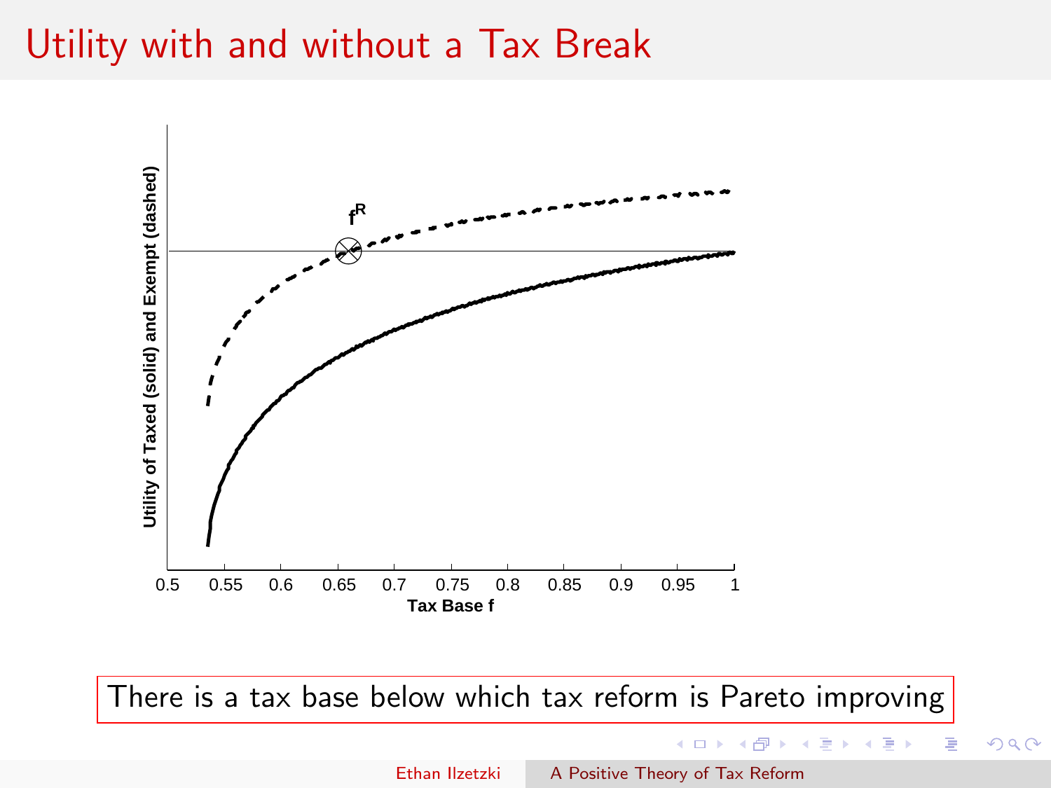# Utility with and without a Tax Break

There is a tax base below which tax reform is Pareto improving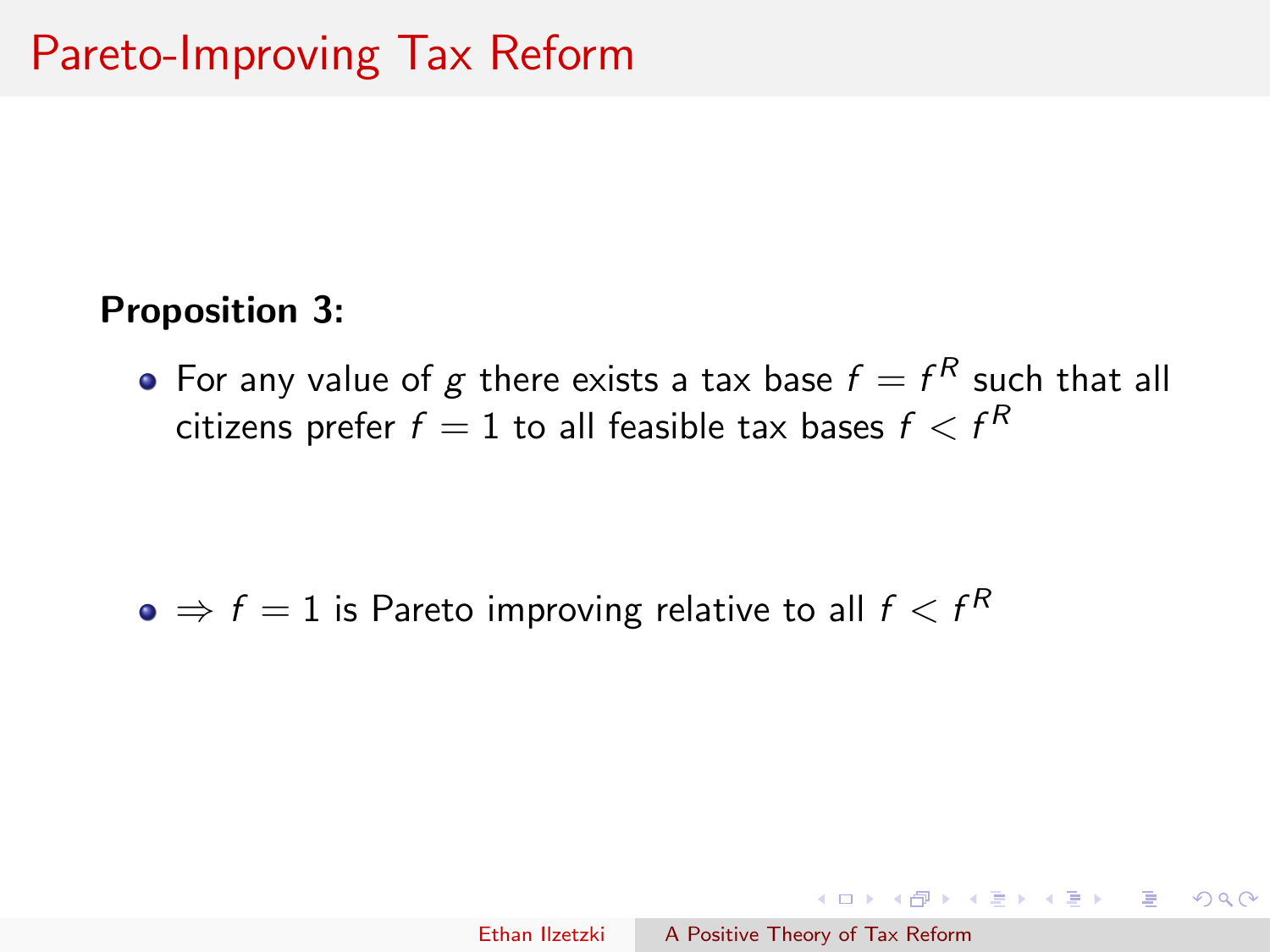# Pareto-Improving Tax Reform

**Proposition 3:**

- For any value of $g$ there exists a tax base $f = f^R$ such that all citizens prefer $f = 1$ to all feasible tax bases $f < f^R$

- $\Rightarrow f = 1$ is Pareto improving relative to all $f < f^R$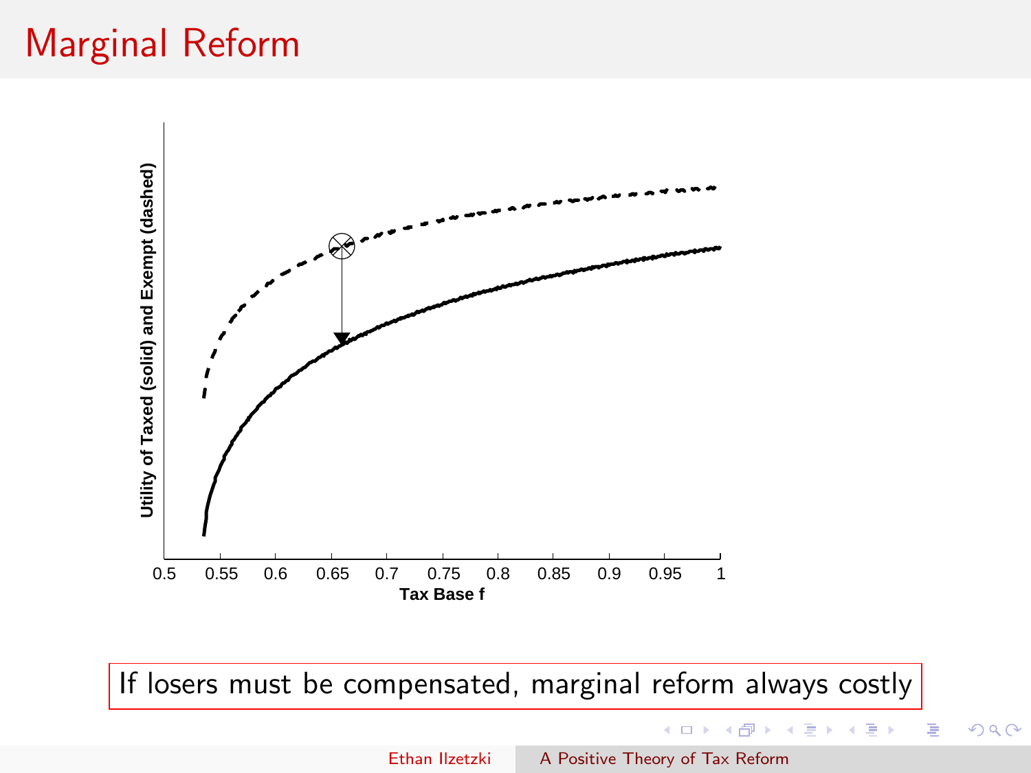# Marginal Reform

Utility of Taxed (solid) and Exempt (dashed)

0.5 0.55 0.6 0.65 0.7 0.75 0.8 0.85 0.9 0.95 1

Tax Base f

If losers must be compensated, marginal reform always costly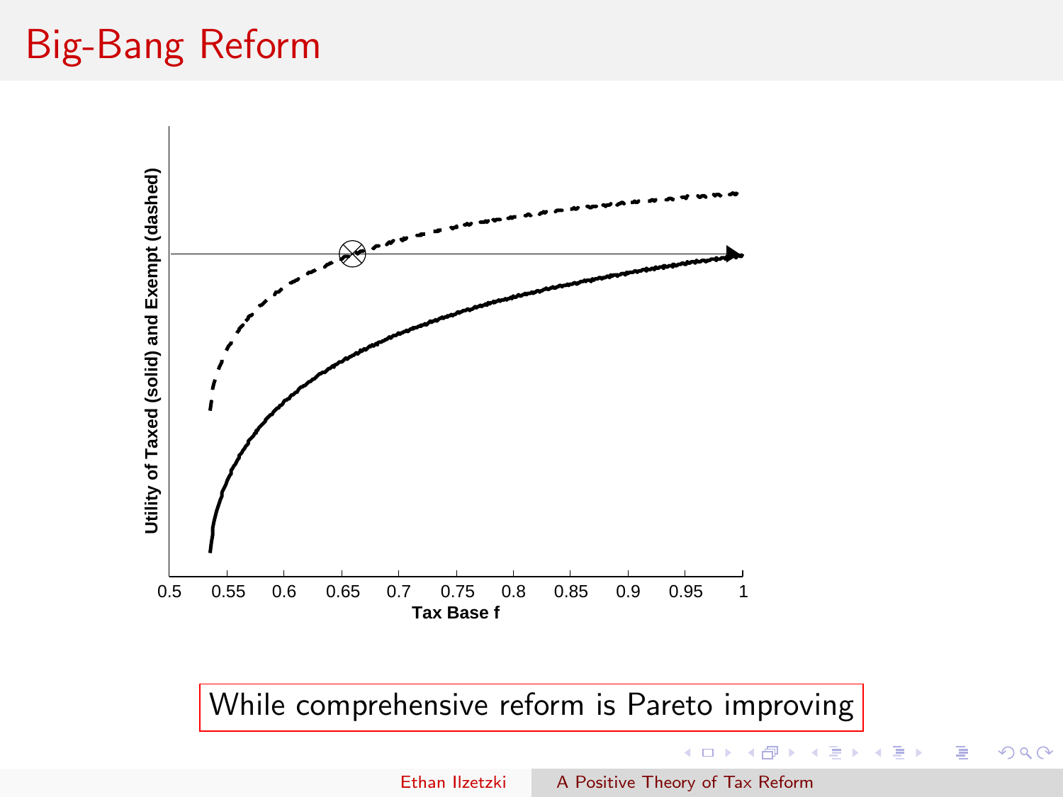# Big-Bang Reform

Utility of Taxed (solid) and Exempt (dashed)

0.5 0.55 0.6 0.65 0.7 0.75 0.8 0.85 0.9 0.95 1

Tax Base f

While comprehensive reform is Pareto improving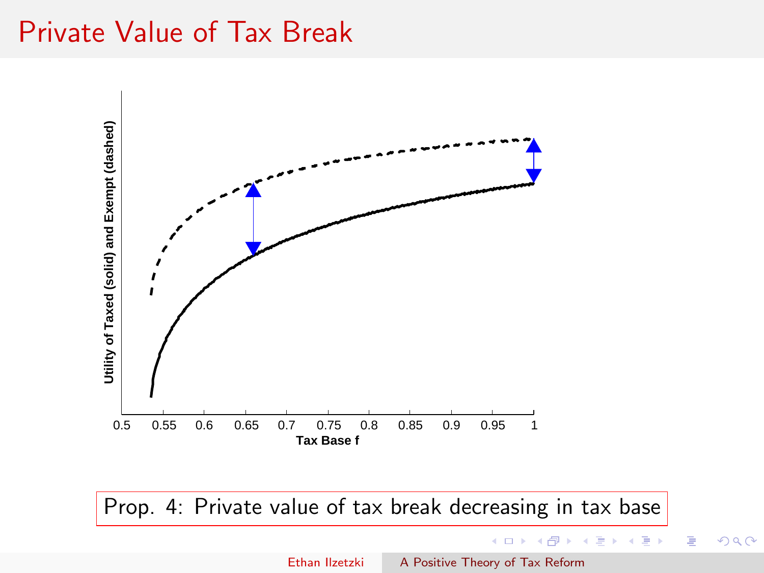# Private Value of Tax Break

Utility of Taxed (solid) and Exempt (dashed)

0.5 0.55 0.6 0.65 0.7 0.75 0.8 0.85 0.9 0.95 1

Tax Base f

Prop. 4: Private value of tax break decreasing in tax base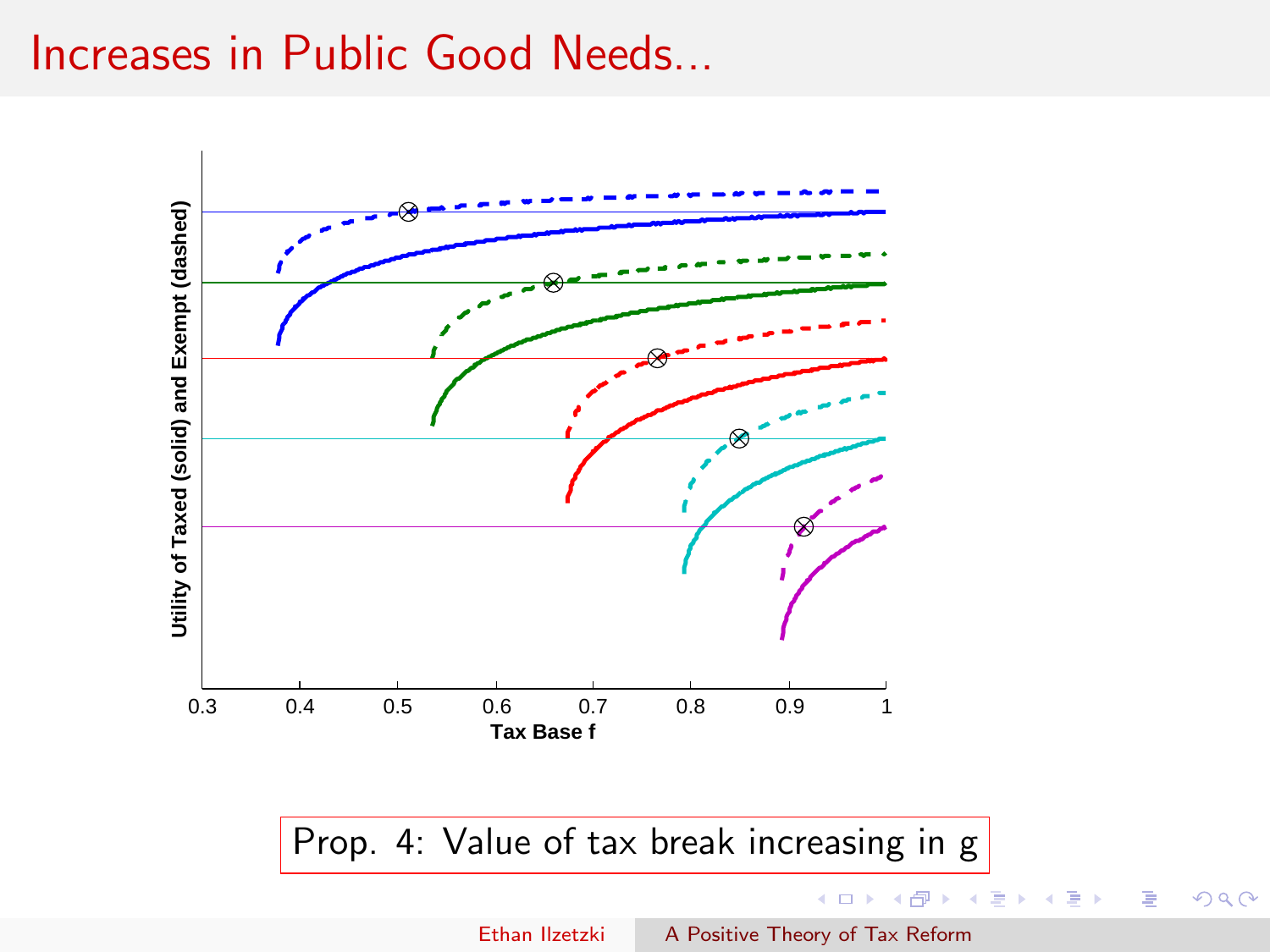# Increases in Public Good Needs...

Utility of Taxed (solid) and Exempt (dashed)

Tax Base f

0.3 0.4 0.5 0.6 0.7 0.8 0.9 1

Prop. 4: Value of tax break increasing in g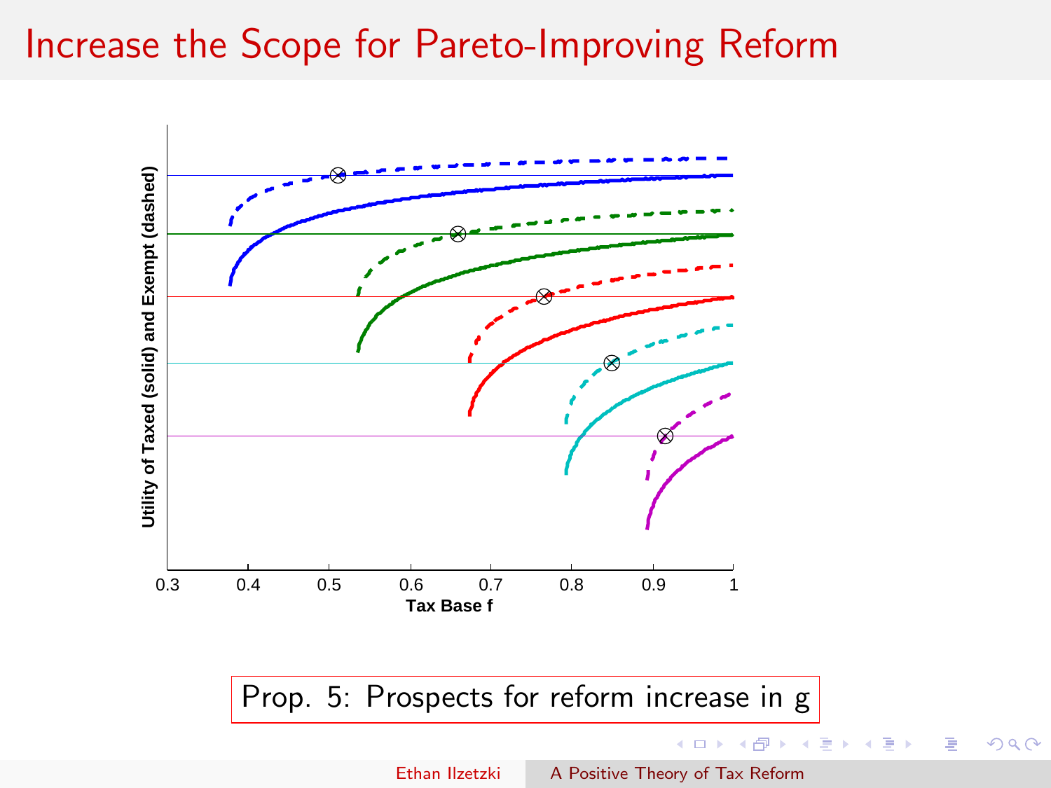# Increase the Scope for Pareto-Improving Reform

Utility of Taxed (solid) and Exempt (dashed)

Tax Base f

0.3 0.4 0.5 0.6 0.7 0.8 0.9 1

Prop. 5: Prospects for reform increase in g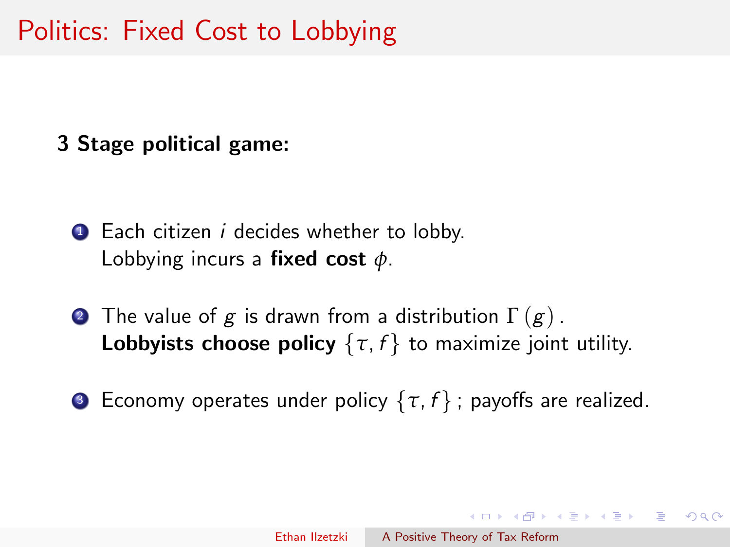# Politics: Fixed Cost to Lobbying

**3 Stage political game:**

1. Each citizen $i$ decides whether to lobby.
   Lobbying incurs a **fixed cost** $\phi$.
2. The value of $g$ is drawn from a distribution $\Gamma(g)$.
   **Lobbyists choose policy** $\{\tau, f\}$ to maximize joint utility.
3. Economy operates under policy $\{\tau, f\}$; payoffs are realized.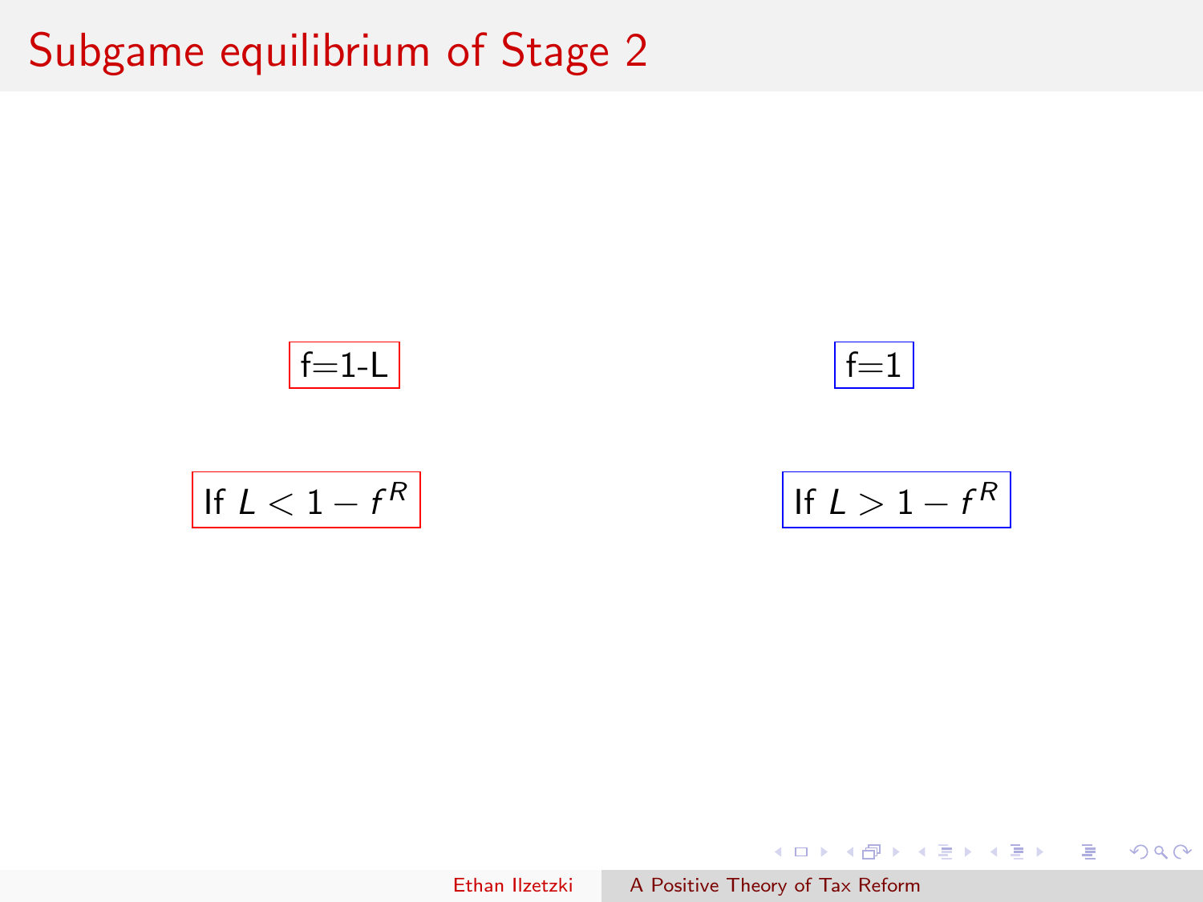# Subgame equilibrium of Stage 2

f=1-L

If $L < 1 - f^R$

f=1

If $L > 1 - f^R$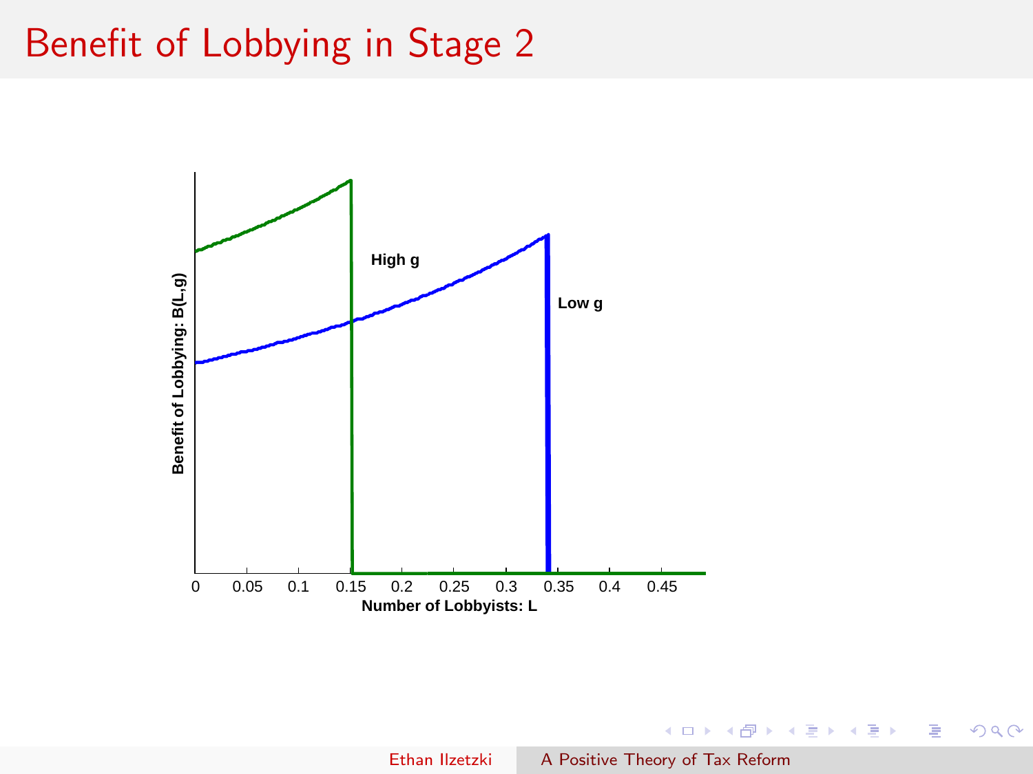# Benefit of Lobbying in Stage 2

Benefit of Lobbying: B(L,g)

High g

Low g

0 0.05 0.1 0.15 0.2 0.25 0.3 0.35 0.4 0.45

Number of Lobbyists: L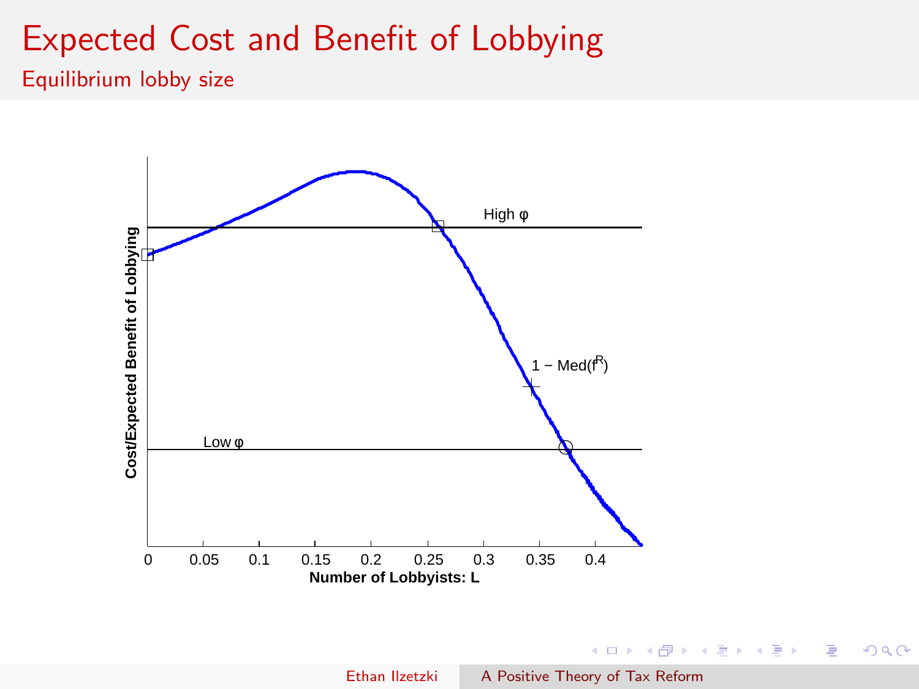# Expected Cost and Benefit of Lobbying

## Equilibrium lobby size

Cost/Expected Benefit of Lobbying

High φ

$1 - \text{Med}(f^R)$

Low φ

0 0.05 0.1 0.15 0.2 0.25 0.3 0.35 0.4

**Number of Lobbyists: L**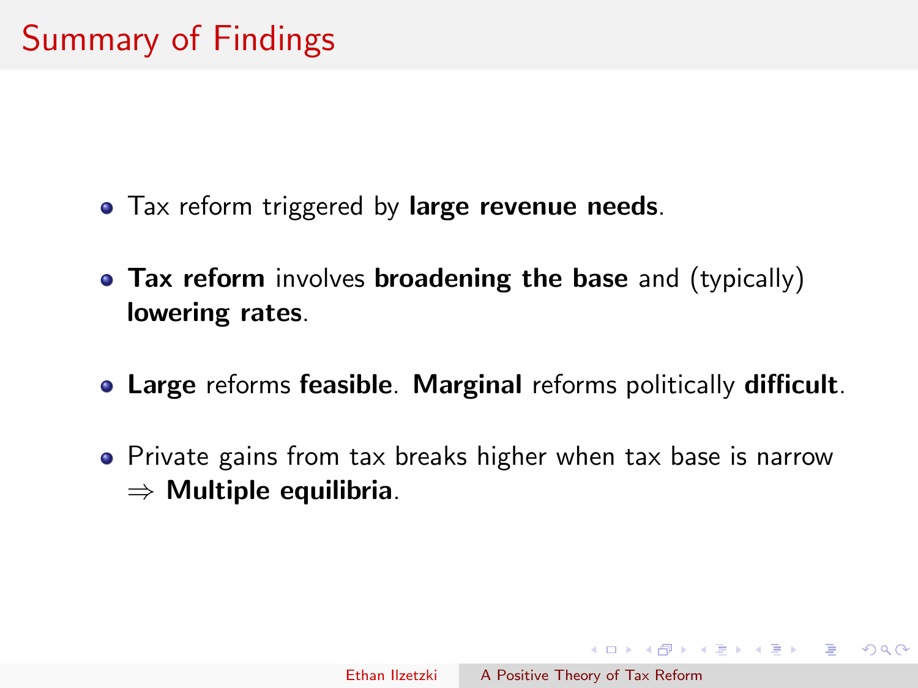# Summary of Findings

- Tax reform triggered by **large revenue needs**.
- **Tax reform** involves **broadening the base** and (typically) **lowering rates**.
- **Large** reforms **feasible**. **Marginal** reforms politically **difficult**.
- Private gains from tax breaks higher when tax base is narrow $\Rightarrow$ **Multiple equilibria**.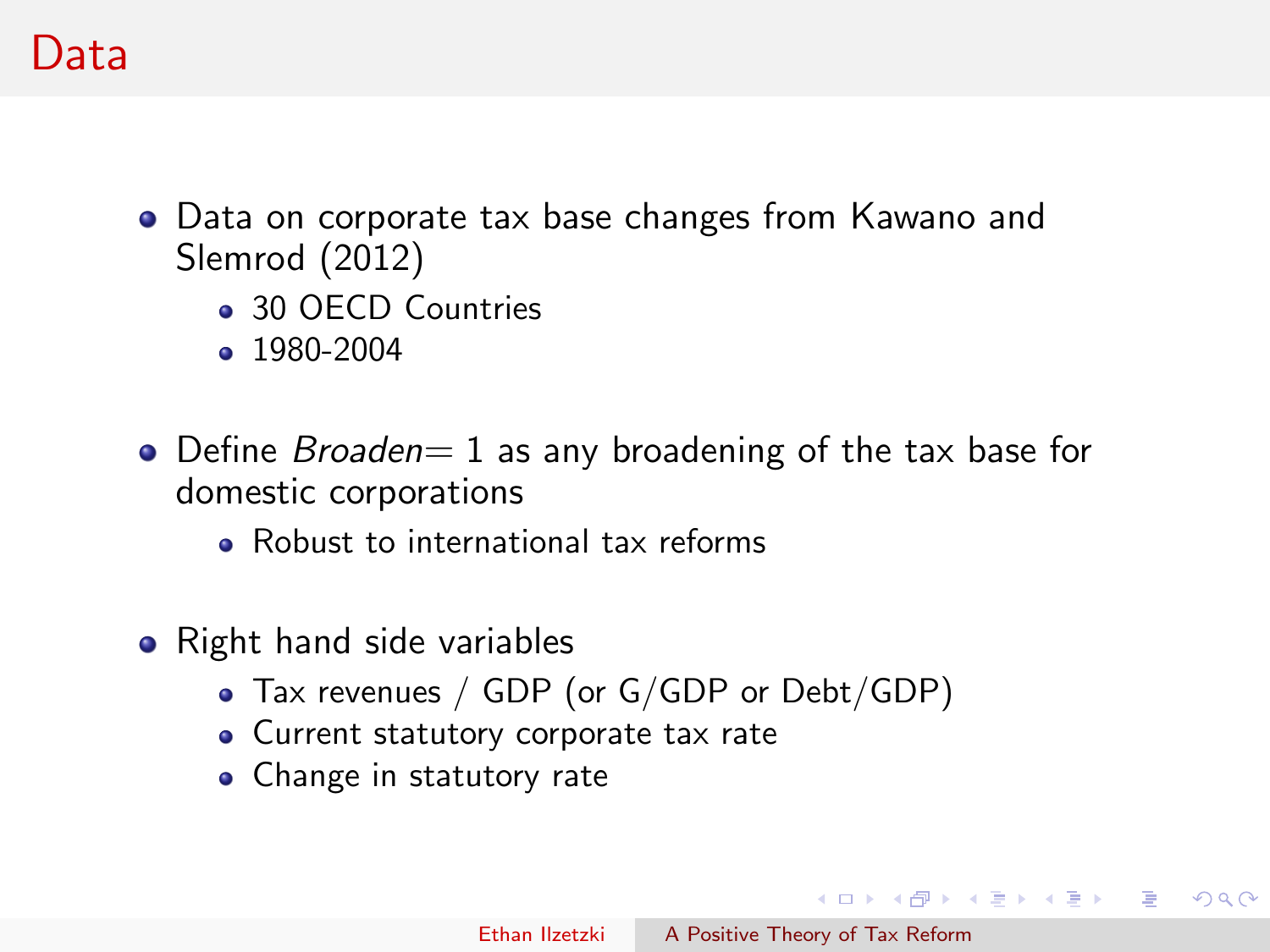# Data

- Data on corporate tax base changes from Kawano and Slemrod (2012)
  - 30 OECD Countries
  - 1980-2004
- Define *Broaden*= 1 as any broadening of the tax base for domestic corporations
  - Robust to international tax reforms
- Right hand side variables
  - Tax revenues / GDP (or G/GDP or Debt/GDP)
  - Current statutory corporate tax rate
  - Change in statutory rate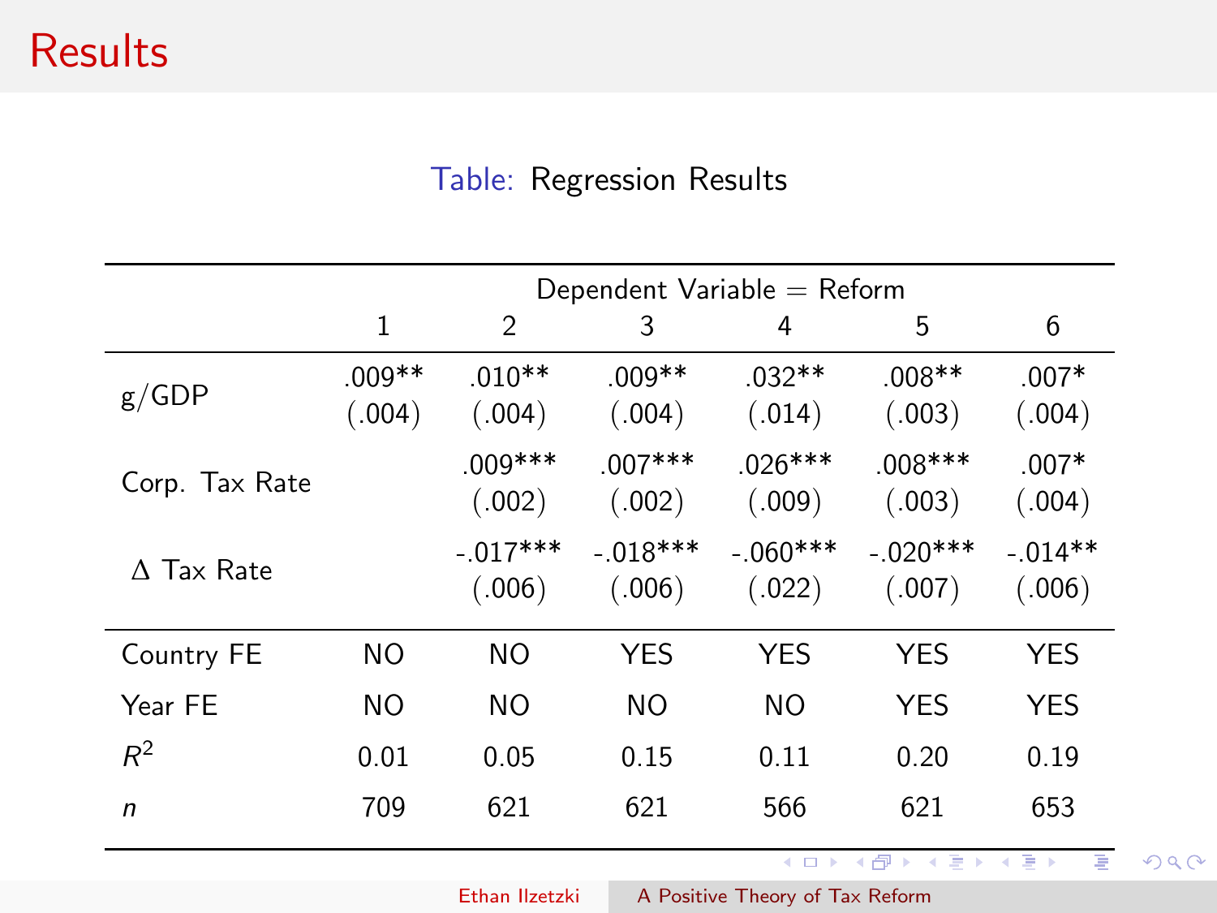# Results

Table: Regression Results

| | Dependent Variable = Reform | | | | | |
|---|---|---|---|---|---|---|
| | 1 | 2 | 3 | 4 | 5 | 6 |
| g/GDP | .009** | .010** | .009** | .032** | .008** | .007* |
| | (.004) | (.004) | (.004) | (.014) | (.003) | (.004) |
| Corp. Tax Rate | | .009*** | .007*** | .026*** | .008*** | .007* |
| | | (.002) | (.002) | (.009) | (.003) | (.004) |
| $\Delta$ Tax Rate | | -.017*** | -.018*** | -.060*** | -.020*** | -.014** |
| | | (.006) | (.006) | (.022) | (.007) | (.006) |
| Country FE | NO | NO | YES | YES | YES | YES |
| Year FE | NO | NO | NO | NO | YES | YES |
| $R^2$ | 0.01 | 0.05 | 0.15 | 0.11 | 0.20 | 0.19 |
| $n$ | 709 | 621 | 621 | 566 | 621 | 653 |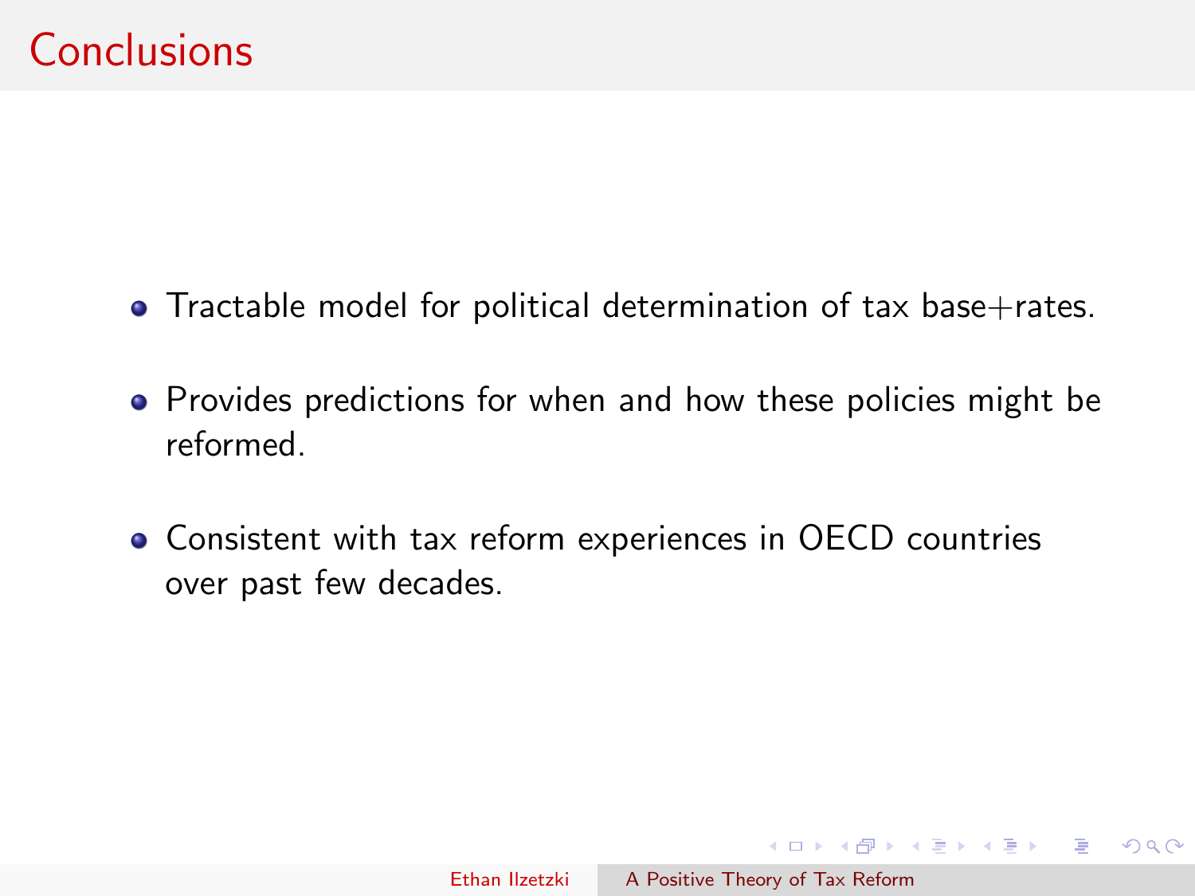# Conclusions

- Tractable model for political determination of tax base+rates.
- Provides predictions for when and how these policies might be reformed.
- Consistent with tax reform experiences in OECD countries over past few decades.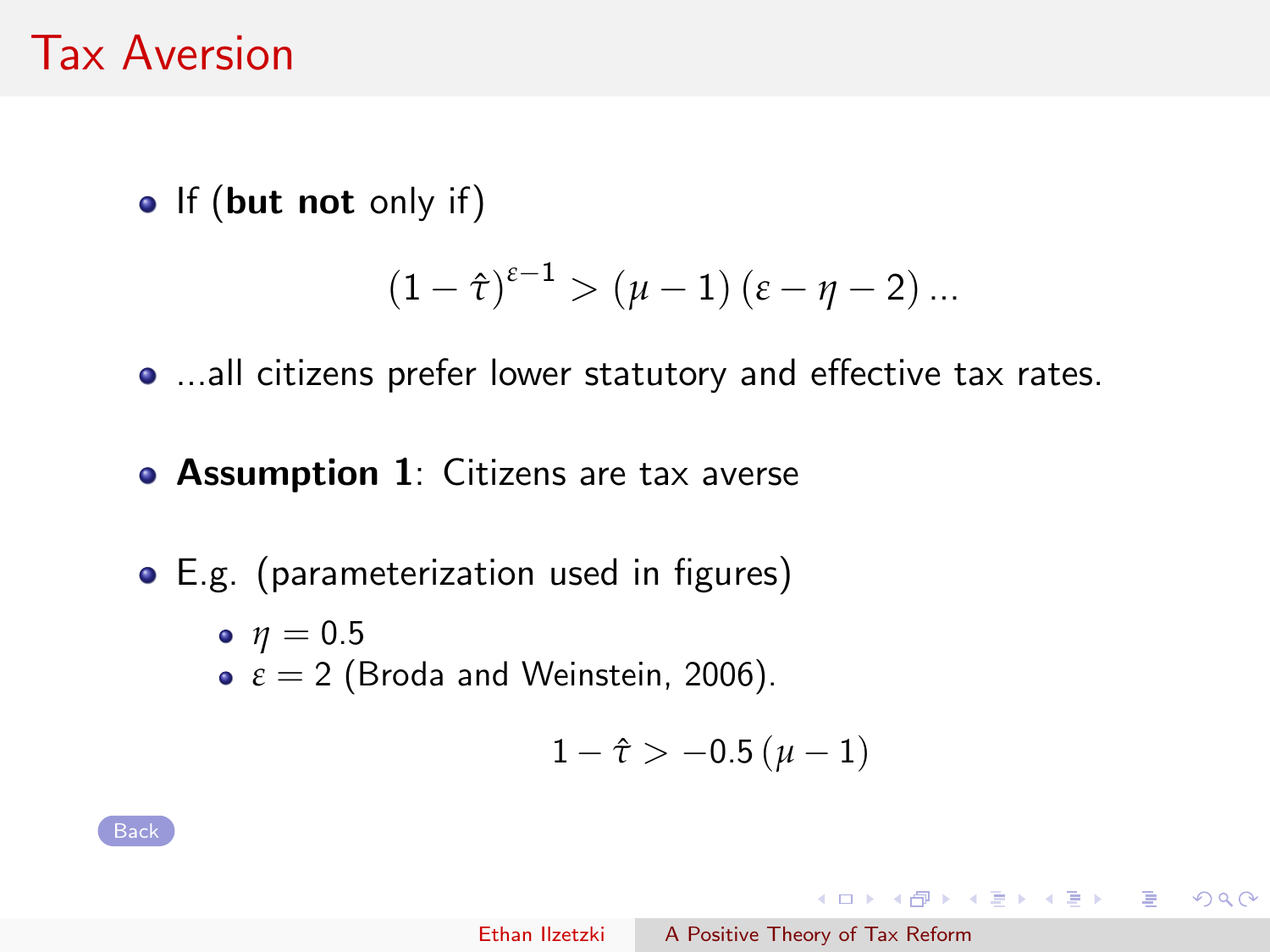# Tax Aversion

- If (**but not** only if)

$$\left(1-\hat{\tau}\right)^{\varepsilon-1} > \left(\mu-1\right)\left(\varepsilon-\eta-2\right)\ldots$$

- ...all citizens prefer lower statutory and effective tax rates.

- **Assumption 1**: Citizens are tax averse

- E.g. (parameterization used in figures)
  - $\eta = 0.5$
  - $\varepsilon = 2$ (Broda and Weinstein, 2006).

$$1-\hat{\tau} > -0.5\left(\mu-1\right)$$

Back